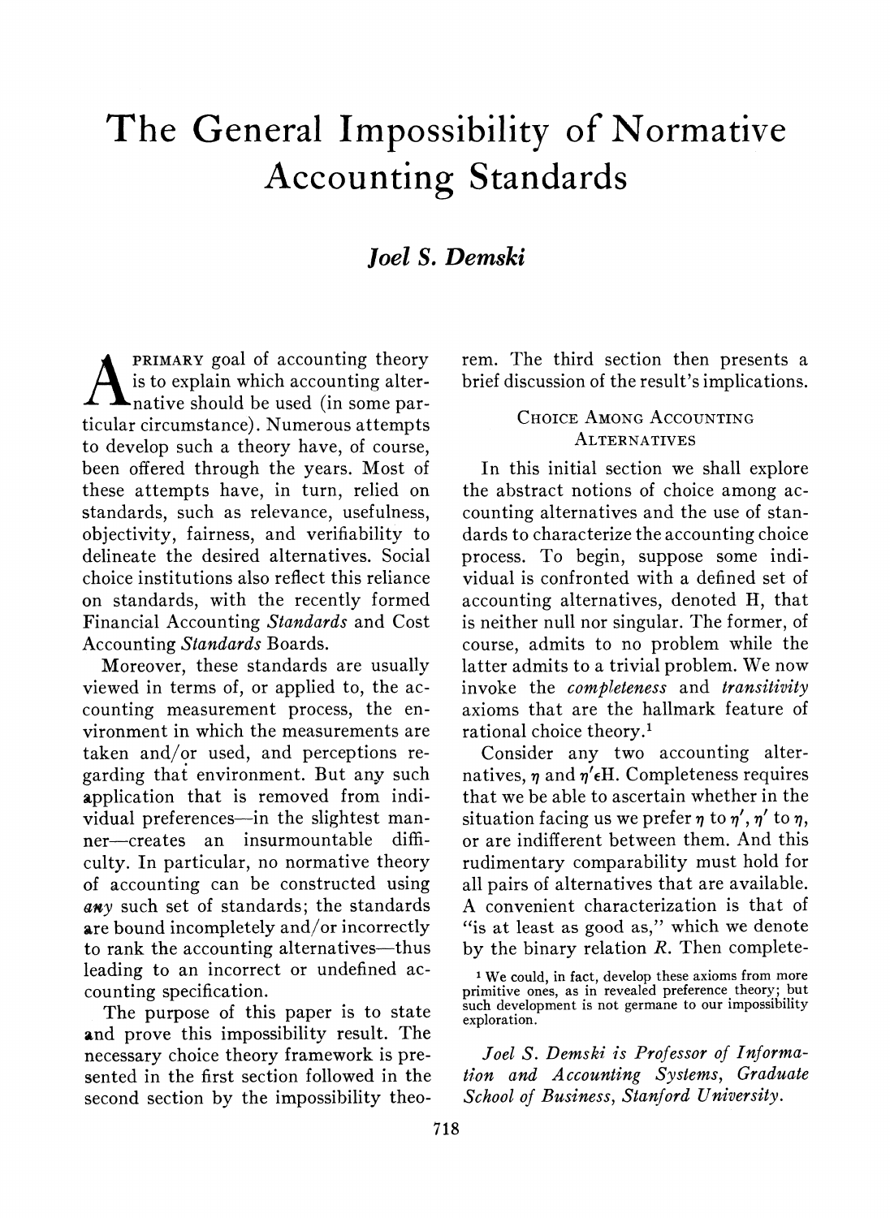# The General Impossibility of Normative Accounting Standards

### *Joel S. Demski*

A PRIMARY goal of accounting theory is to explain which accounting alternative should be used (in some particular circumstance). Numerous attempts to develop such a theory have, of course, been offered through the years. Most of these attempts have, in turn, relied on standards, such as relevance, usefulness, objectivity, fairness, and verifiability to delineate the desired alternatives. Social choice institutions also reflect this reliance on standards, with the recently formed Financial Accounting *Standards* and Cost Accounting *Standards* Boards.

Moreover, these standards are usually viewed in terms of, or applied to, the accounting measurement process, the environment in which the measurements are taken and/or used, and perceptions regarding that environment. But any such application that is removed from individual preferences—in the slightest manner—creates an insurmountable difficulty. In particular, no normative theory of accounting can be constructed using *any* such set of standards; the standards are bound incompletely and/or incorrectly to rank the accounting alternatives—thus leading to an incorrect or undefined accounting specification.

The purpose of this paper is to state and prove this impossibility result. The necessary choice theory framework is presented in the first section followed in the second section by the impossibility theorem. The third section then presents a brief discussion of the result's implications.

## Choice Among Accounting Alternatives

In this initial section we shall explore the abstract notions of choice among accounting alternatives and the use of standards to characterize the accounting choice process. To begin, suppose some individual is confronted with a defined set of accounting alternatives, denoted H, that is neither null nor singular. The former, of course, admits to no problem while the latter admits to a trivial problem. We now invoke the *completeness* and *transitivity* axioms that are the hallmark feature of rational choice theory.[1]

Consider any two accounting alternatives, $\eta$ and $\eta' \epsilon \text{H}$. Completeness requires that we be able to ascertain whether in the situation facing us we prefer $\eta$ to $\eta'$, $\eta'$ to $\eta$, or are indifferent between them. And this rudimentary comparability must hold for all pairs of alternatives that are available. A convenient characterization is that of "is at least as good as," which we denote by the binary relation $R$. Then complete-

[1] We could, in fact, develop these axioms from more primitive ones, as in revealed preference theory; but such development is not germane to our impossibility exploration.

*Joel S. Demski is Professor of Information and Accounting Systems, Graduate School of Business, Stanford University.*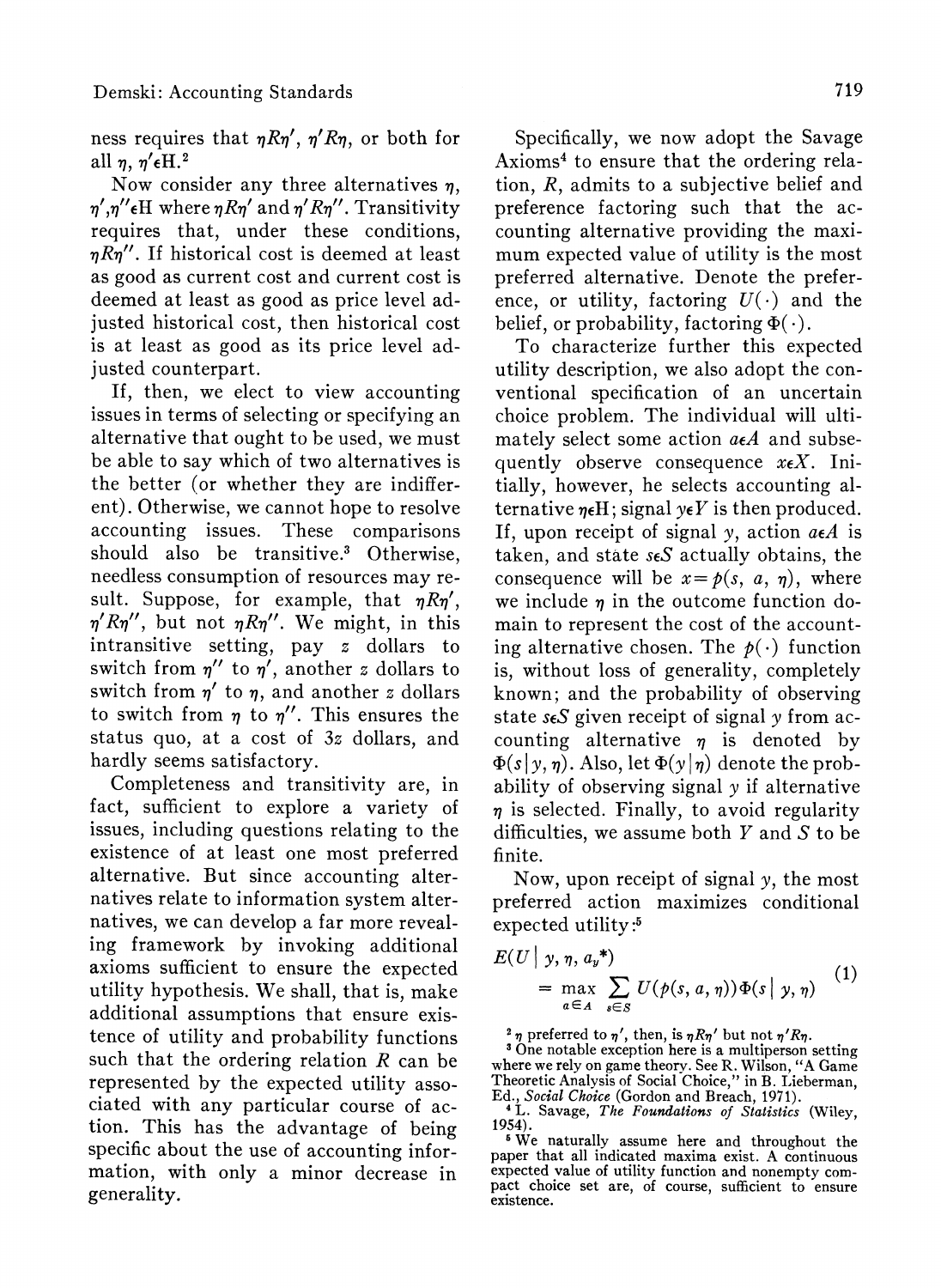ness requires that $\eta R \eta'$, $\eta' R \eta$, or both for all $\eta, \eta' \epsilon \mathrm{H}$.[2]

Now consider any three alternatives $\eta$, $\eta', \eta'' \epsilon \mathrm{H}$ where $\eta R \eta'$ and $\eta' R \eta''$. Transitivity requires that, under these conditions, $\eta R \eta''$. If historical cost is deemed at least as good as current cost and current cost is deemed at least as good as price level adjusted historical cost, then historical cost is at least as good as its price level adjusted counterpart.

If, then, we elect to view accounting issues in terms of selecting or specifying an alternative that ought to be used, we must be able to say which of two alternatives is the better (or whether they are indifferent). Otherwise, we cannot hope to resolve accounting issues. These comparisons should also be transitive.[3] Otherwise, needless consumption of resources may result. Suppose, for example, that $\eta R \eta'$, $\eta' R \eta''$, but not $\eta R \eta''$. We might, in this intransitive setting, pay $z$ dollars to switch from $\eta''$ to $\eta'$, another $z$ dollars to switch from $\eta'$ to $\eta$, and another $z$ dollars to switch from $\eta$ to $\eta''$. This ensures the status quo, at a cost of $3z$ dollars, and hardly seems satisfactory.

Completeness and transitivity are, in fact, sufficient to explore a variety of issues, including questions relating to the existence of at least one most preferred alternative. But since accounting alternatives relate to information system alternatives, we can develop a far more revealing framework by invoking additional axioms sufficient to ensure the expected utility hypothesis. We shall, that is, make additional assumptions that ensure existence of utility and probability functions such that the ordering relation $R$ can be represented by the expected utility associated with any particular course of action. This has the advantage of being specific about the use of accounting information, with only a minor decrease in generality.

Specifically, we now adopt the Savage Axioms[4] to ensure that the ordering relation, $R$, admits to a subjective belief and preference factoring such that the accounting alternative providing the maximum expected value of utility is the most preferred alternative. Denote the preference, or utility, factoring $U(\cdot)$ and the belief, or probability, factoring $\Phi(\cdot)$.

To characterize further this expected utility description, we also adopt the conventional specification of an uncertain choice problem. The individual will ultimately select some action $a \epsilon A$ and subsequently observe consequence $x \epsilon X$. Initially, however, he selects accounting alternative $\eta \epsilon \mathrm{H}$; signal $y \epsilon Y$ is then produced. If, upon receipt of signal $y$, action $a \epsilon A$ is taken, and state $s \epsilon S$ actually obtains, the consequence will be $x = p(s, a, \eta)$, where we include $\eta$ in the outcome function domain to represent the cost of the accounting alternative chosen. The $p(\cdot)$ function is, without loss of generality, completely known; and the probability of observing state $s \epsilon S$ given receipt of signal $y$ from accounting alternative $\eta$ is denoted by $\Phi(s \mid y, \eta)$. Also, let $\Phi(y \mid \eta)$ denote the probability of observing signal $y$ if alternative $\eta$ is selected. Finally, to avoid regularity difficulties, we assume both $Y$ and $S$ to be finite.

Now, upon receipt of signal $y$, the most preferred action maximizes conditional expected utility:[5]

$$
\begin{aligned}
E(U \mid y, \eta, a_y^*) \\
= \max_{a \in A} \sum_{s \in S} U(p(s, a, \eta)) \Phi(s \mid y, \eta)
\end{aligned}
\tag{1}
$$

---

[2] $\eta$ preferred to $\eta'$, then, is $\eta R \eta'$ but not $\eta' R \eta$.

[3] One notable exception here is a multiperson setting where we rely on game theory. See R. Wilson, "A Game Theoretic Analysis of Social Choice," in B. Lieberman, Ed., *Social Choice* (Gordon and Breach, 1971).

[4] L. Savage, *The Foundations of Statistics* (Wiley, 1954).

[5] We naturally assume here and throughout the paper that all indicated maxima exist. A continuous expected value of utility function and nonempty compact choice set are, of course, sufficient to ensure existence.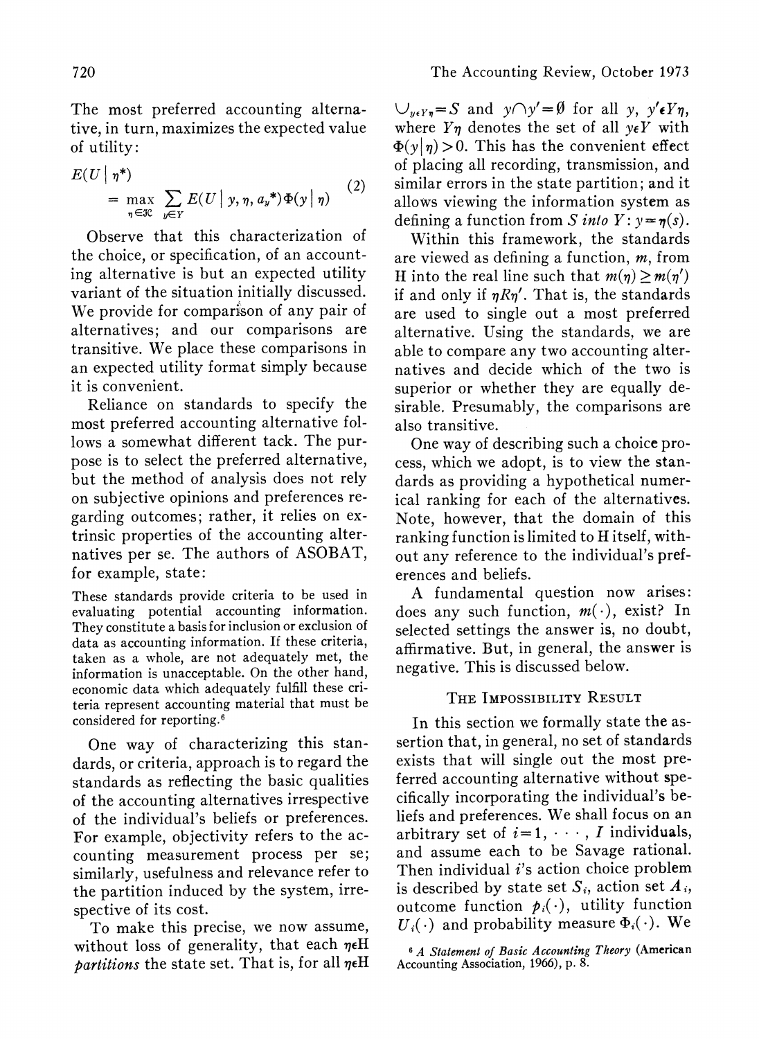The most preferred accounting alternative, in turn, maximizes the expected value of utility:

$$E(U \mid \eta^*) = \max_{\eta \in \mathcal{H}} \sum_{y \in Y} E(U \mid y, \eta, a_y^*) \Phi(y \mid \eta) \tag{2}$$

Observe that this characterization of the choice, or specification, of an accounting alternative is but an expected utility variant of the situation initially discussed. We provide for comparison of any pair of alternatives; and our comparisons are transitive. We place these comparisons in an expected utility format simply because it is convenient.

Reliance on standards to specify the most preferred accounting alternative follows a somewhat different tack. The purpose is to select the preferred alternative, but the method of analysis does not rely on subjective opinions and preferences regarding outcomes; rather, it relies on extrinsic properties of the accounting alternatives per se. The authors of ASOBAT, for example, state:

> These standards provide criteria to be used in evaluating potential accounting information. They constitute a basis for inclusion or exclusion of data as accounting information. If these criteria, taken as a whole, are not adequately met, the information is unacceptable. On the other hand, economic data which adequately fulfill these criteria represent accounting material that must be considered for reporting.[6]

One way of characterizing this standards, or criteria, approach is to regard the standards as reflecting the basic qualities of the accounting alternatives irrespective of the individual's beliefs or preferences. For example, objectivity refers to the accounting measurement process per se; similarly, usefulness and relevance refer to the partition induced by the system, irrespective of its cost.

To make this precise, we now assume, without loss of generality, that each $\eta \epsilon \mathrm{H}$ *partitions* the state set. That is, for all $\eta \epsilon \mathrm{H}$ $\cup_{y \epsilon Y_\eta} = S$ and $y \cap y' = \emptyset$ for all $y, y' \epsilon Y\eta$, where $Y\eta$ denotes the set of all $y \epsilon Y$ with $\Phi(y \mid \eta) > 0$. This has the convenient effect of placing all recording, transmission, and similar errors in the state partition; and it allows viewing the information system as defining a function from $S$ *into* $Y$: $y = \eta(s)$.

Within this framework, the standards are viewed as defining a function, $m$, from H into the real line such that $m(\eta) \geq m(\eta')$ if and only if $\eta R \eta'$. That is, the standards are used to single out a most preferred alternative. Using the standards, we are able to compare any two accounting alternatives and decide which of the two is superior or whether they are equally desirable. Presumably, the comparisons are also transitive.

One way of describing such a choice process, which we adopt, is to view the standards as providing a hypothetical numerical ranking for each of the alternatives. Note, however, that the domain of this ranking function is limited to H itself, without any reference to the individual's preferences and beliefs.

A fundamental question now arises: does any such function, $m(\cdot)$, exist? In selected settings the answer is, no doubt, affirmative. But, in general, the answer is negative. This is discussed below.

## The Impossibility Result

In this section we formally state the assertion that, in general, no set of standards exists that will single out the most preferred accounting alternative without specifically incorporating the individual's beliefs and preferences. We shall focus on an arbitrary set of $i = 1, \cdots, I$ individuals, and assume each to be Savage rational. Then individual $i$'s action choice problem is described by state set $S_i$, action set $A_i$, outcome function $p_i(\cdot)$, utility function $U_i(\cdot)$ and probability measure $\Phi_i(\cdot)$. We

[6] *A Statement of Basic Accounting Theory* (American Accounting Association, 1966), p. 8.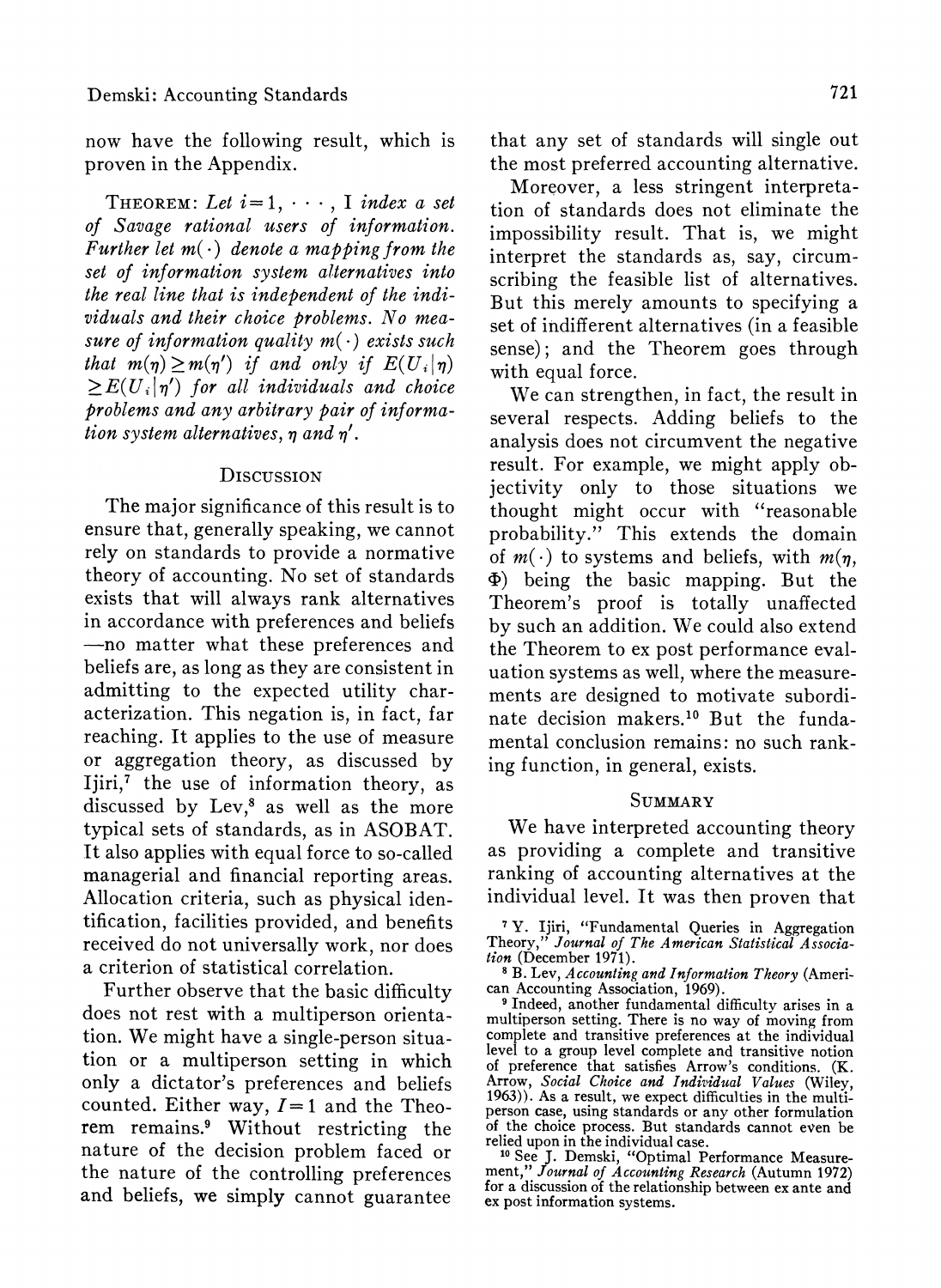now have the following result, which is proven in the Appendix.

THEOREM: *Let $i = 1, \cdots, I$ index a set of Savage rational users of information. Further let $m(\cdot)$ denote a mapping from the set of information system alternatives into the real line that is independent of the individuals and their choice problems. No measure of information quality $m(\cdot)$ exists such that $m(\eta) \geq m(\eta')$ if and only if $E(U_i|\eta) \geq E(U_i|\eta')$ for all individuals and choice problems and any arbitrary pair of information system alternatives, $\eta$ and $\eta'$.*

## DISCUSSION

The major significance of this result is to ensure that, generally speaking, we cannot rely on standards to provide a normative theory of accounting. No set of standards exists that will always rank alternatives in accordance with preferences and beliefs—no matter what these preferences and beliefs are, as long as they are consistent in admitting to the expected utility characterization. This negation is, in fact, far reaching. It applies to the use of measure or aggregation theory, as discussed by Ijiri,[7] the use of information theory, as discussed by Lev,[8] as well as the more typical sets of standards, as in ASOBAT. It also applies with equal force to so-called managerial and financial reporting areas. Allocation criteria, such as physical identification, facilities provided, and benefits received do not universally work, nor does a criterion of statistical correlation.

Further observe that the basic difficulty does not rest with a multiperson orientation. We might have a single-person situation or a multiperson setting in which only a dictator's preferences and beliefs counted. Either way, $I = 1$ and the Theorem remains.[9] Without restricting the nature of the decision problem faced or the nature of the controlling preferences and beliefs, we simply cannot guarantee that any set of standards will single out the most preferred accounting alternative.

Moreover, a less stringent interpretation of standards does not eliminate the impossibility result. That is, we might interpret the standards as, say, circumscribing the feasible list of alternatives. But this merely amounts to specifying a set of indifferent alternatives (in a feasible sense); and the Theorem goes through with equal force.

We can strengthen, in fact, the result in several respects. Adding beliefs to the analysis does not circumvent the negative result. For example, we might apply objectivity only to those situations we thought might occur with "reasonable probability." This extends the domain of $m(\cdot)$ to systems and beliefs, with $m(\eta, \Phi)$ being the basic mapping. But the Theorem's proof is totally unaffected by such an addition. We could also extend the Theorem to ex post performance evaluation systems as well, where the measurements are designed to motivate subordinate decision makers.[10] But the fundamental conclusion remains: no such ranking function, in general, exists.

## SUMMARY

We have interpreted accounting theory as providing a complete and transitive ranking of accounting alternatives at the individual level. It was then proven that

[7] Y. Ijiri, "Fundamental Queries in Aggregation Theory," *Journal of The American Statistical Association* (December 1971).

[8] B. Lev, *Accounting and Information Theory* (American Accounting Association, 1969).

[9] Indeed, another fundamental difficulty arises in a multiperson setting. There is no way of moving from complete and transitive preferences at the individual level to a group level complete and transitive notion of preference that satisfies Arrow's conditions. (K. Arrow, *Social Choice and Individual Values* (Wiley, 1963)). As a result, we expect difficulties in the multiperson case, using standards or any other formulation of the choice process. But standards cannot even be relied upon in the individual case.

[10] See J. Demski, "Optimal Performance Measurement," *Journal of Accounting Research* (Autumn 1972) for a discussion of the relationship between ex ante and ex post information systems.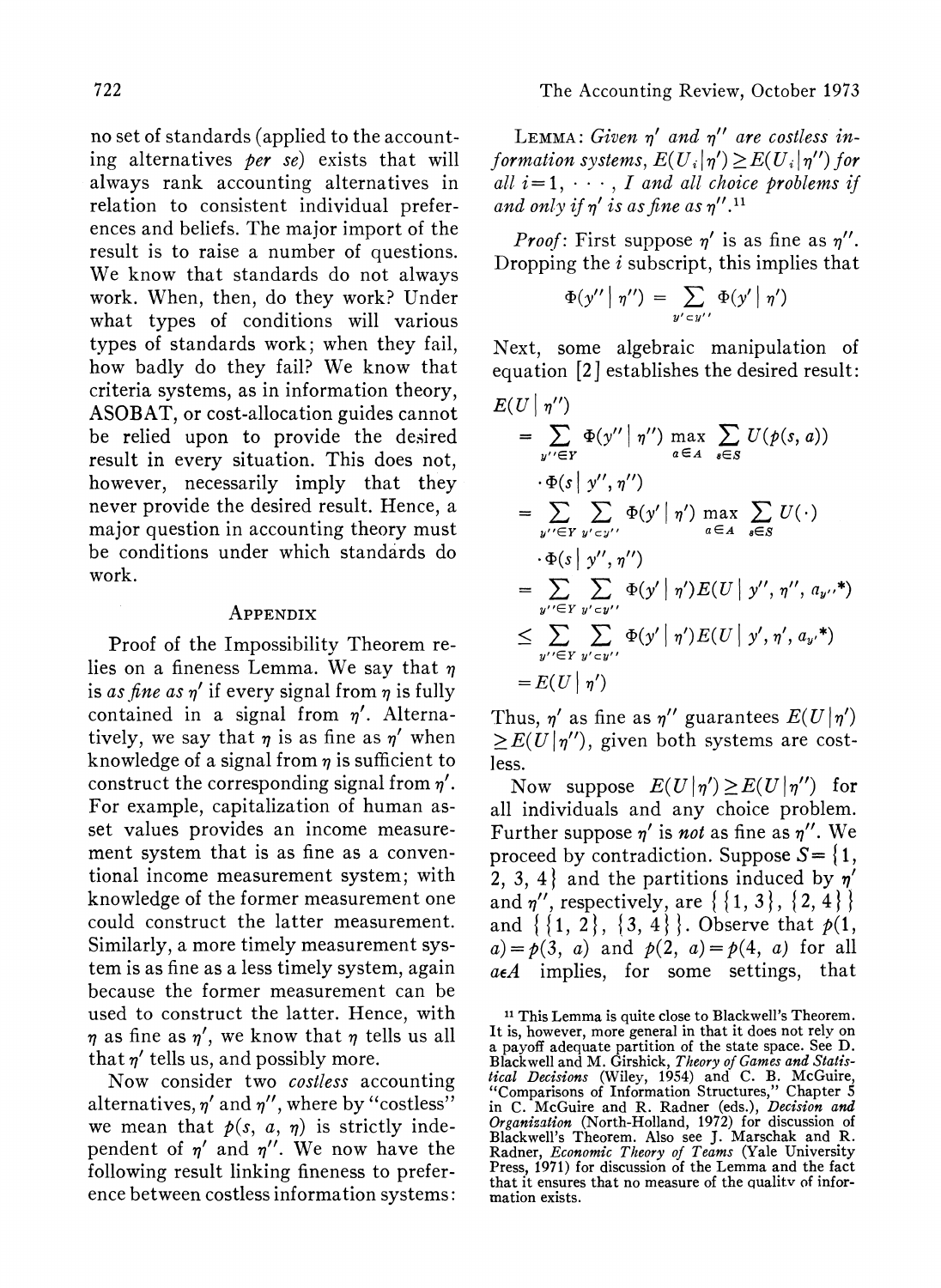no set of standards (applied to the accounting alternatives *per se*) exists that will always rank accounting alternatives in relation to consistent individual preferences and beliefs. The major import of the result is to raise a number of questions. We know that standards do not always work. When, then, do they work? Under what types of conditions will various types of standards work; when they fail, how badly do they fail? We know that criteria systems, as in information theory, ASOBAT, or cost-allocation guides cannot be relied upon to provide the desired result in every situation. This does not, however, necessarily imply that they never provide the desired result. Hence, a major question in accounting theory must be conditions under which standards do work.

## Appendix

Proof of the Impossibility Theorem relies on a fineness Lemma. We say that $\eta$ is *as fine as* $\eta'$ if every signal from $\eta$ is fully contained in a signal from $\eta'$. Alternatively, we say that $\eta$ is as fine as $\eta'$ when knowledge of a signal from $\eta$ is sufficient to construct the corresponding signal from $\eta'$. For example, capitalization of human asset values provides an income measurement system that is as fine as a conventional income measurement system; with knowledge of the former measurement one could construct the latter measurement. Similarly, a more timely measurement system is as fine as a less timely system, again because the former measurement can be used to construct the latter. Hence, with $\eta$ as fine as $\eta'$, we know that $\eta$ tells us all that $\eta'$ tells us, and possibly more.

Now consider two *costless* accounting alternatives, $\eta'$ and $\eta''$, where by "costless" we mean that $p(s, a, \eta)$ is strictly independent of $\eta'$ and $\eta''$. We now have the following result linking fineness to preference between costless information systems:

Lemma: *Given $\eta'$ and $\eta''$ are costless information systems, $E(U_i|\eta') \geq E(U_i|\eta'')$ for all $i=1, \cdots, I$ and all choice problems if and only if $\eta'$ is as fine as $\eta''$.*[11]

*Proof*: First suppose $\eta'$ is as fine as $\eta''$. Dropping the $i$ subscript, this implies that

$$\Phi(y'' \mid \eta'') = \sum_{y' \subset y''} \Phi(y' \mid \eta')$$

Next, some algebraic manipulation of equation [2] establishes the desired result:

$$
\begin{aligned}
E(U \mid \eta'') &= \sum_{y'' \in Y} \Phi(y'' \mid \eta'') \max_{a \in A} \sum_{s \in S} U(p(s, a)) \cdot \Phi(s \mid y'', \eta'') \\
&= \sum_{y'' \in Y} \sum_{y' \subset y''} \Phi(y' \mid \eta') \max_{a \in A} \sum_{s \in S} U(\cdot) \cdot \Phi(s \mid y'', \eta'') \\
&= \sum_{y'' \in Y} \sum_{y' \subset y''} \Phi(y' \mid \eta') E(U \mid y'', \eta'', a_{y''}{}^*) \\
&\leq \sum_{y'' \in Y} \sum_{y' \subset y''} \Phi(y' \mid \eta') E(U \mid y', \eta', a_{y'}{}^*) \\
&= E(U \mid \eta')
\end{aligned}
$$

Thus, $\eta'$ as fine as $\eta''$ guarantees $E(U|\eta') \geq E(U|\eta'')$, given both systems are costless.

Now suppose $E(U|\eta') \geq E(U|\eta'')$ for all individuals and any choice problem. Further suppose $\eta'$ is *not* as fine as $\eta''$. We proceed by contradiction. Suppose $S = \{1, 2, 3, 4\}$ and the partitions induced by $\eta'$ and $\eta''$, respectively, are $\{\{1, 3\}, \{2, 4\}\}$ and $\{\{1, 2\}, \{3, 4\}\}$. Observe that $p(1, a) = p(3, a)$ and $p(2, a) = p(4, a)$ for all $a \epsilon A$ implies, for some settings, that

[11] This Lemma is quite close to Blackwell's Theorem. It is, however, more general in that it does not rely on a payoff adequate partition of the state space. See D. Blackwell and M. Girshick, *Theory of Games and Statistical Decisions* (Wiley, 1954) and C. B. McGuire, "Comparisons of Information Structures," Chapter 5 in C. McGuire and R. Radner (eds.), *Decision and Organization* (North-Holland, 1972) for discussion of Blackwell's Theorem. Also see J. Marschak and R. Radner, *Economic Theory of Teams* (Yale University Press, 1971) for discussion of the Lemma and the fact that it ensures that no measure of the quality of information exists.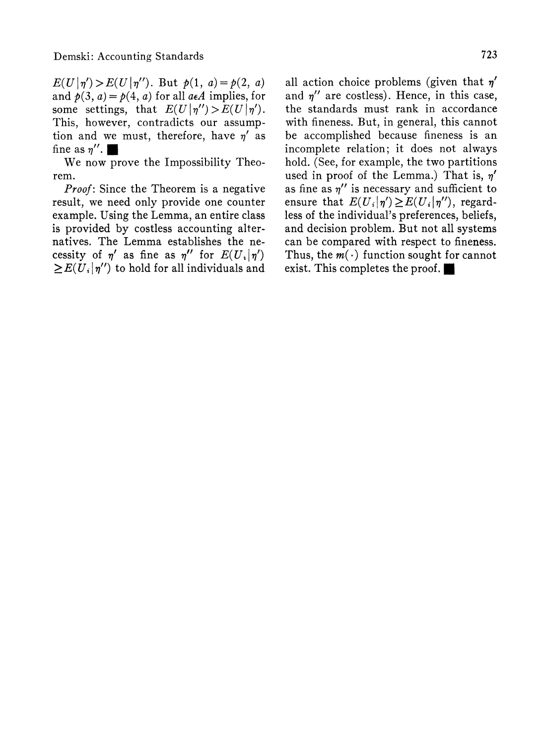$E(U|\eta') > E(U|\eta'')$. But $p(1, a) = p(2, a)$ and $p(3, a) = p(4, a)$ for all $a \epsilon A$ implies, for some settings, that $E(U|\eta'') > E(U|\eta')$. This, however, contradicts our assumption and we must, therefore, have $\eta'$ as fine as $\eta''$. ■

We now prove the Impossibility Theorem.

*Proof*: Since the Theorem is a negative result, we need only provide one counter example. Using the Lemma, an entire class is provided by costless accounting alternatives. The Lemma establishes the necessity of $\eta'$ as fine as $\eta''$ for $E(U_i|\eta') \geq E(U_i|\eta'')$ to hold for all individuals and all action choice problems (given that $\eta'$ and $\eta''$ are costless). Hence, in this case, the standards must rank in accordance with fineness. But, in general, this cannot be accomplished because fineness is an incomplete relation; it does not always hold. (See, for example, the two partitions used in proof of the Lemma.) That is, $\eta'$ as fine as $\eta''$ is necessary and sufficient to ensure that $E(U_i|\eta') \geq E(U_i|\eta'')$, regardless of the individual's preferences, beliefs, and decision problem. But not all systems can be compared with respect to fineness. Thus, the $m(\cdot)$ function sought for cannot exist. This completes the proof. ■